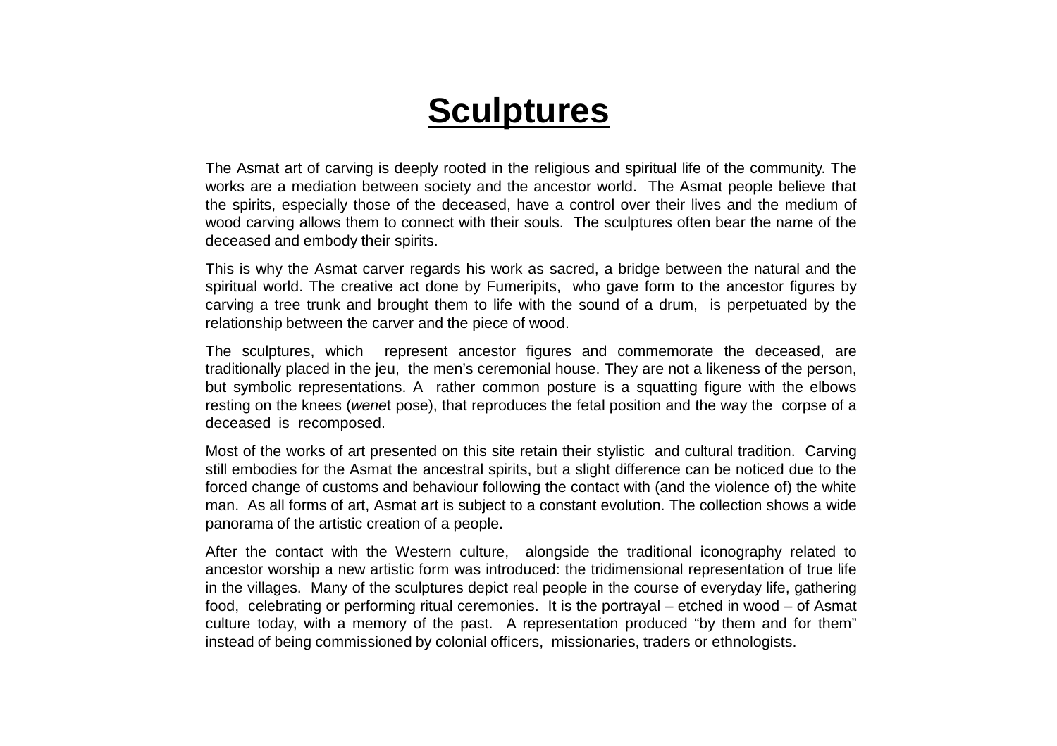# Sculptures

The Asmat art of carving is deeply rooted in the religious and spiritual life of the community. The works are a mediation between society and the ancestor world. The Asmat people believe that the spirits, especially those of the deceased, have a control over their lives and the medium of wood carving allows them to connect with their souls. The sculptures often bear the name of the deceased and embody their spirits.

This is why the Asmat carver regards his work as sacred, a bridge between the natural and the spiritual world. The creative act done by Fumeripits, who gave form to the ancestor figures by carving a tree trunk and brought them to life with the sound of a drum, is perpetuated by the relationship between the carver and the piece of wood.

The sculptures, which represent ancestor figures and commemorate the deceased, are traditionally placed in the jeu, the men's ceremonial house. They are not a likeness of the person, but symbolic representations. A rather common posture is a squatting figure with the elbows resting on the knees (*wene*t pose), that reproduces the fetal position and the way the corpse of a deceased is recomposed.

Most of the works of art presented on this site retain their stylistic and cultural tradition. Carving still embodies for the Asmat the ancestral spirits, but a slight difference can be noticed due to the forced change of customs and behaviour following the contact with (and the violence of) the white man. As all forms of art, Asmat art is subject to a constant evolution. The collection shows a wide panorama of the artistic creation of a people.

After the contact with the Western culture, alongside the traditional iconography related to ancestor worship a new artistic form was introduced: the tridimensional representation of true life in the villages. Many of the sculptures depict real people in the course of everyday life, gathering food, celebrating or performing ritual ceremonies. It is the portrayal – etched in wood – of Asmat culture today, with a memory of the past. A representation produced "by them and for them" instead of being commissioned by colonial officers, missionaries, traders or ethnologists.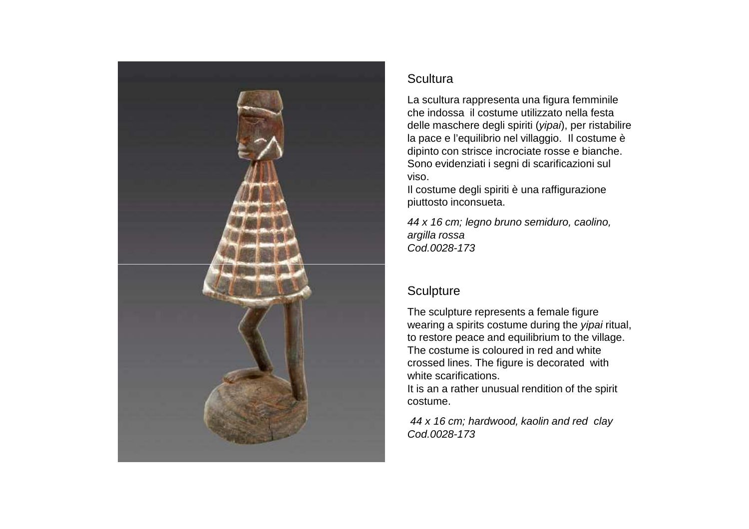## Scultura

La scultura rappresenta una figura femminile che indossa il costume utilizzato nella festa delle maschere degli spiriti (*yipai*), per ristabilire la pace e l'equilibrio nel villaggio. Il costume è dipinto con strisce incrociate rosse e bianche. Sono evidenziati i segni di scarificazioni sul viso.
Il costume degli spiriti è una raffigurazione piuttosto inconsueta.

*44 x 16 cm; legno bruno semiduro, caolino, argilla rossa*
*Cod.0028-173*

## Sculpture

The sculpture represents a female figure wearing a spirits costume during the *yipai* ritual, to restore peace and equilibrium to the village. The costume is coloured in red and white crossed lines. The figure is decorated with white scarifications.
It is an a rather unusual rendition of the spirit costume.

*44 x 16 cm; hardwood, kaolin and red clay*
*Cod.0028-173*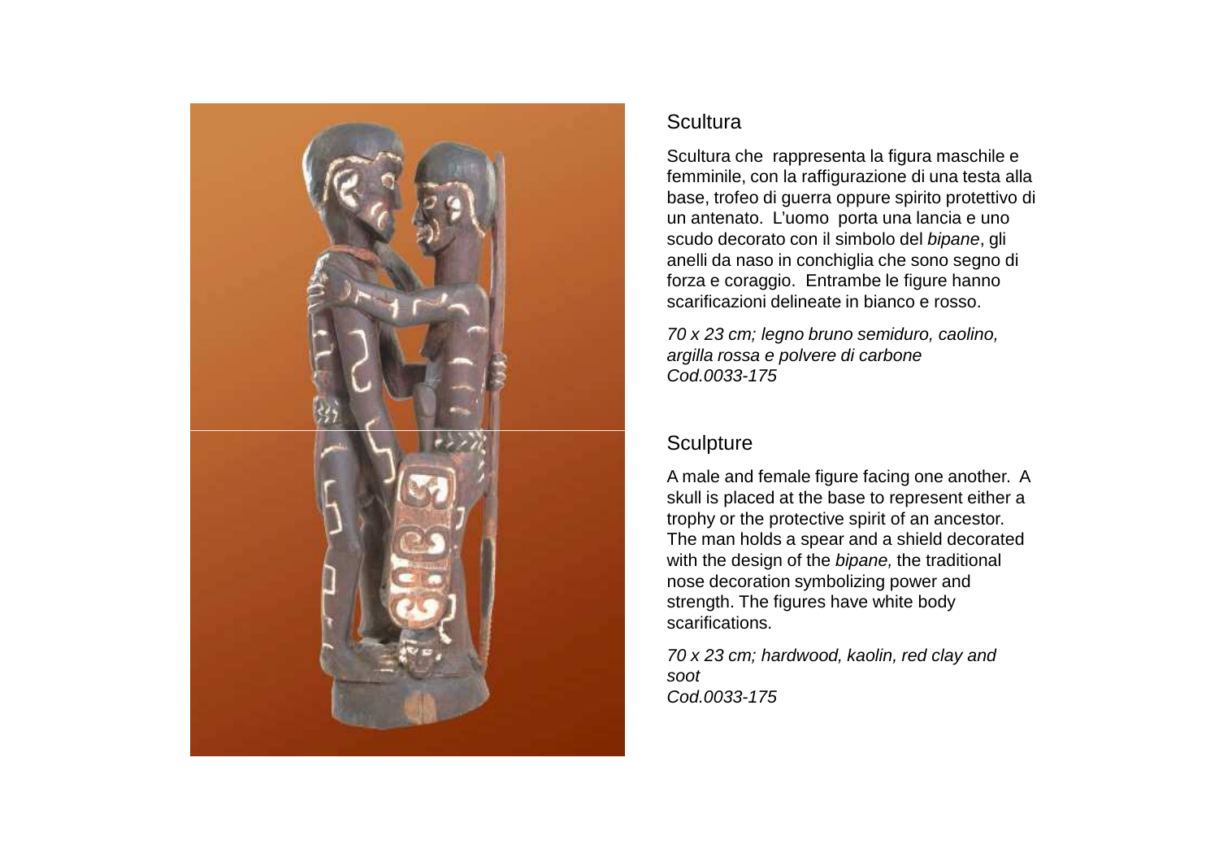## Scultura

Scultura che  rappresenta la figura maschile e femminile, con la raffigurazione di una testa alla base, trofeo di guerra oppure spirito protettivo di un antenato.  L'uomo  porta una lancia e uno scudo decorato con il simbolo del *bipane*, gli anelli da naso in conchiglia che sono segno di forza e coraggio.  Entrambe le figure hanno scarificazioni delineate in bianco e rosso.

*70 x 23 cm; legno bruno semiduro, caolino, argilla rossa e polvere di carbone*
*Cod.0033-175*

## Sculpture

A male and female figure facing one another.  A skull is placed at the base to represent either a trophy or the protective spirit of an ancestor. The man holds a spear and a shield decorated with the design of the *bipane,* the traditional nose decoration symbolizing power and strength. The figures have white body scarifications.

*70 x 23 cm; hardwood, kaolin, red clay and soot*
*Cod.0033-175*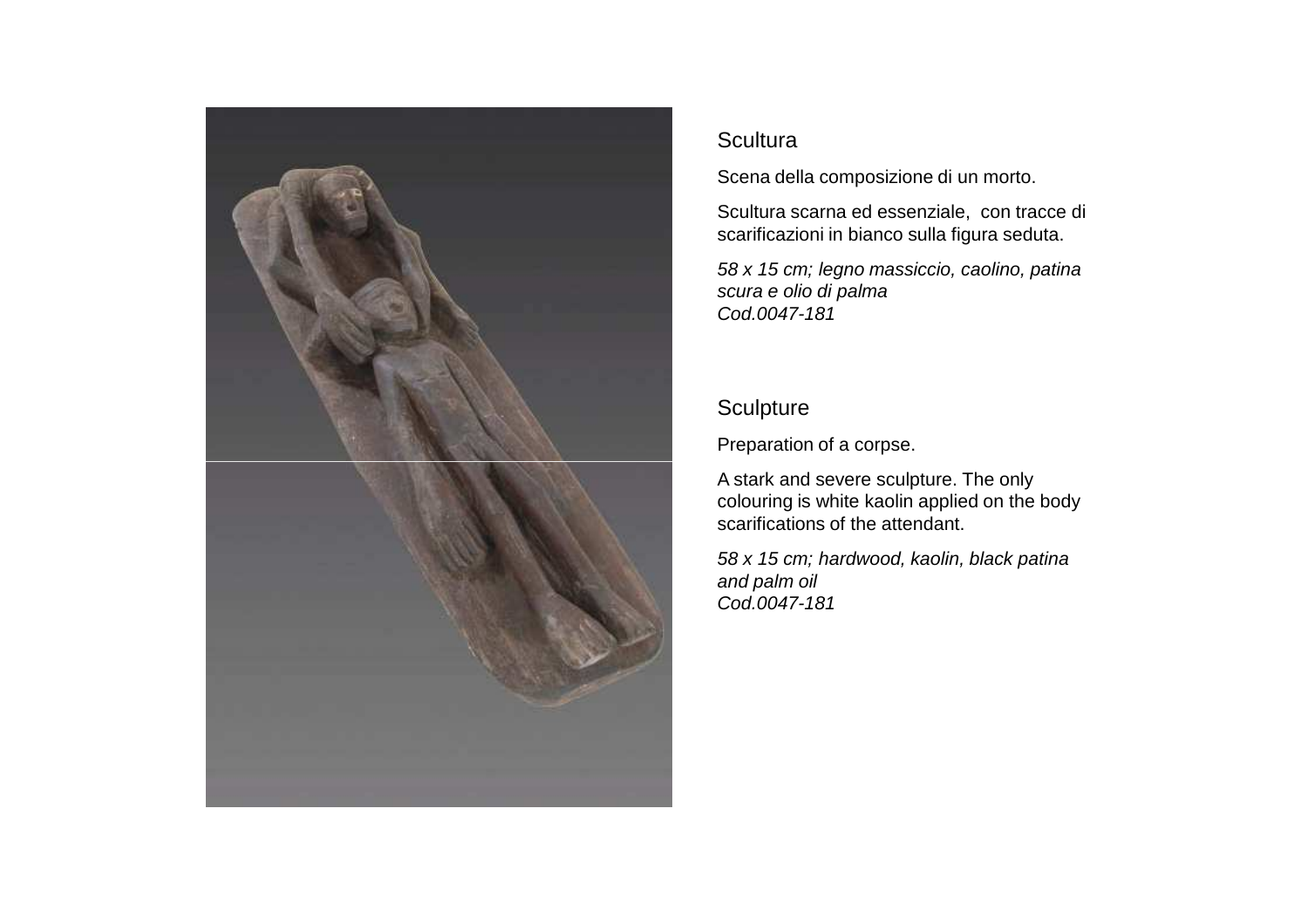## Scultura

Scena della composizione di un morto.

Scultura scarna ed essenziale, con tracce di scarificazioni in bianco sulla figura seduta.

*58 x 15 cm; legno massiccio, caolino, patina scura e olio di palma*
*Cod.0047-181*

## Sculpture

Preparation of a corpse.

A stark and severe sculpture. The only colouring is white kaolin applied on the body scarifications of the attendant.

*58 x 15 cm; hardwood, kaolin, black patina and palm oil*
*Cod.0047-181*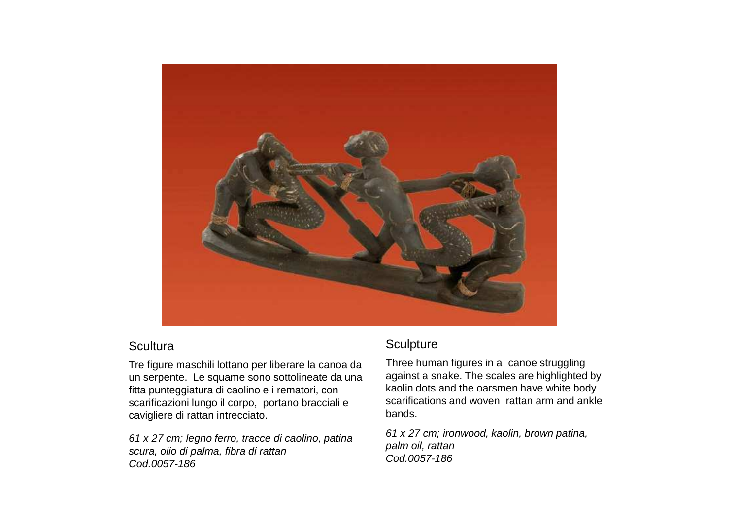## Scultura

Tre figure maschili lottano per liberare la canoa da un serpente. Le squame sono sottolineate da una fitta punteggiatura di caolino e i rematori, con scarificazioni lungo il corpo, portano bracciali e cavigliere di rattan intrecciato.

*61 x 27 cm; legno ferro, tracce di caolino, patina scura, olio di palma, fibra di rattan*
*Cod.0057-186*

## Sculpture

Three human figures in a canoe struggling against a snake. The scales are highlighted by kaolin dots and the oarsmen have white body scarifications and woven rattan arm and ankle bands.

*61 x 27 cm; ironwood, kaolin, brown patina, palm oil, rattan*
*Cod.0057-186*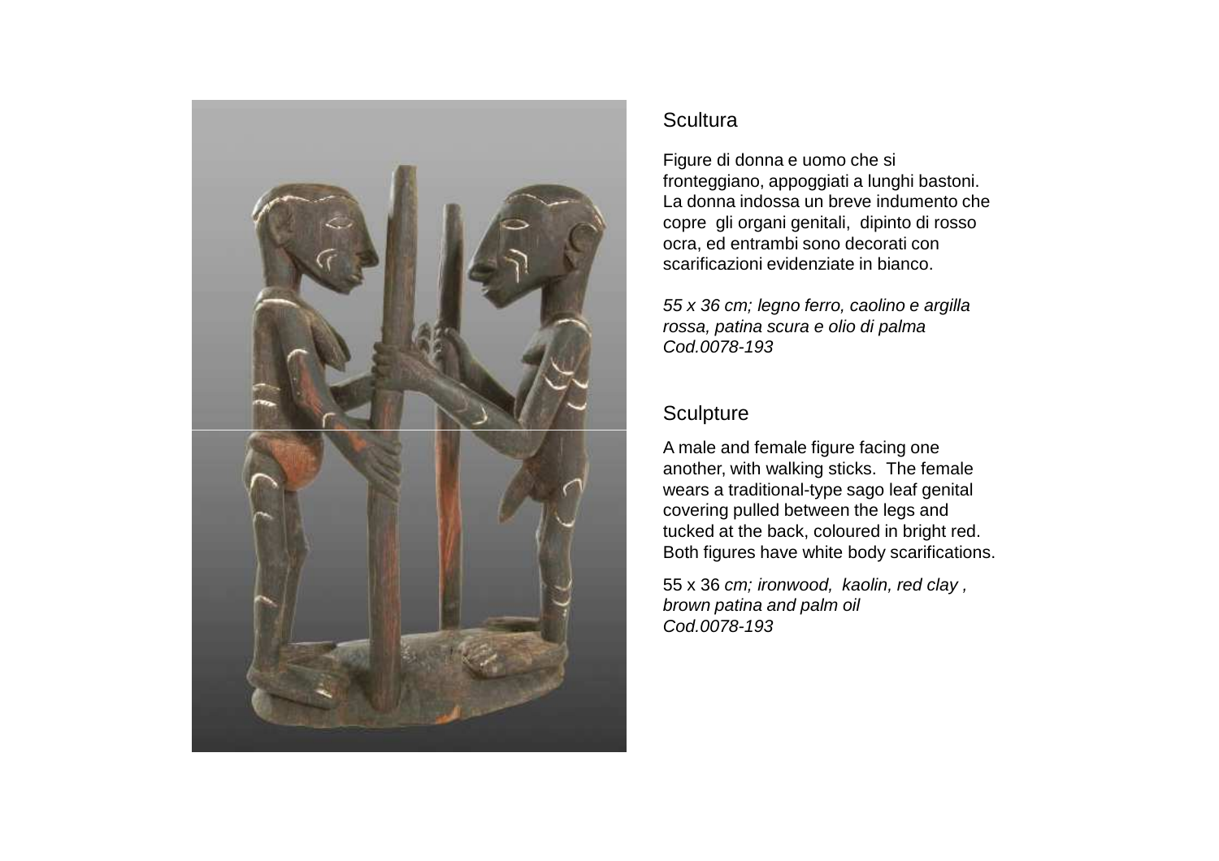## Scultura

Figure di donna e uomo che si fronteggiano, appoggiati a lunghi bastoni. La donna indossa un breve indumento che copre gli organi genitali, dipinto di rosso ocra, ed entrambi sono decorati con scarificazioni evidenziate in bianco.

*55 x 36 cm; legno ferro, caolino e argilla rossa, patina scura e olio di palma*
*Cod.0078-193*

## Sculpture

A male and female figure facing one another, with walking sticks. The female wears a traditional-type sago leaf genital covering pulled between the legs and tucked at the back, coloured in bright red. Both figures have white body scarifications.

55 x 36 *cm; ironwood, kaolin, red clay , brown patina and palm oil*
*Cod.0078-193*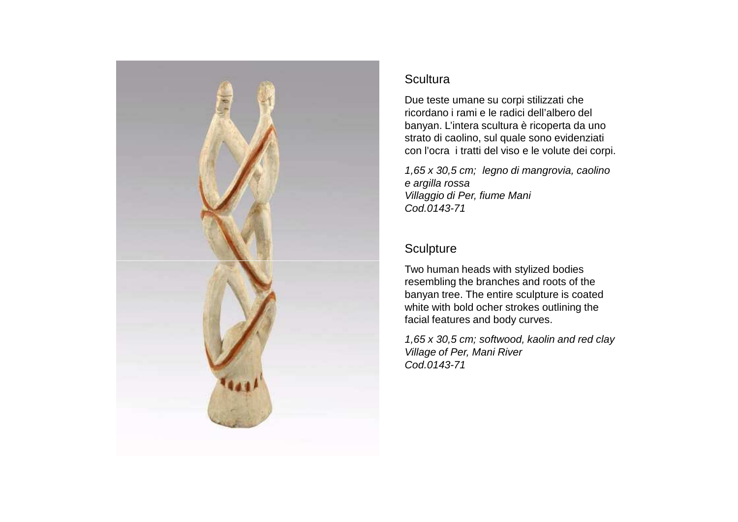## Scultura

Due teste umane su corpi stilizzati che ricordano i rami e le radici dell'albero del banyan. L'intera scultura è ricoperta da uno strato di caolino, sul quale sono evidenziati con l'ocra i tratti del viso e le volute dei corpi.

*1,65 x 30,5 cm; legno di mangrovia, caolino e argilla rossa*
*Villaggio di Per, fiume Mani*
*Cod.0143-71*

## Sculpture

Two human heads with stylized bodies resembling the branches and roots of the banyan tree. The entire sculpture is coated white with bold ocher strokes outlining the facial features and body curves.

*1,65 x 30,5 cm; softwood, kaolin and red clay*
*Village of Per, Mani River*
*Cod.0143-71*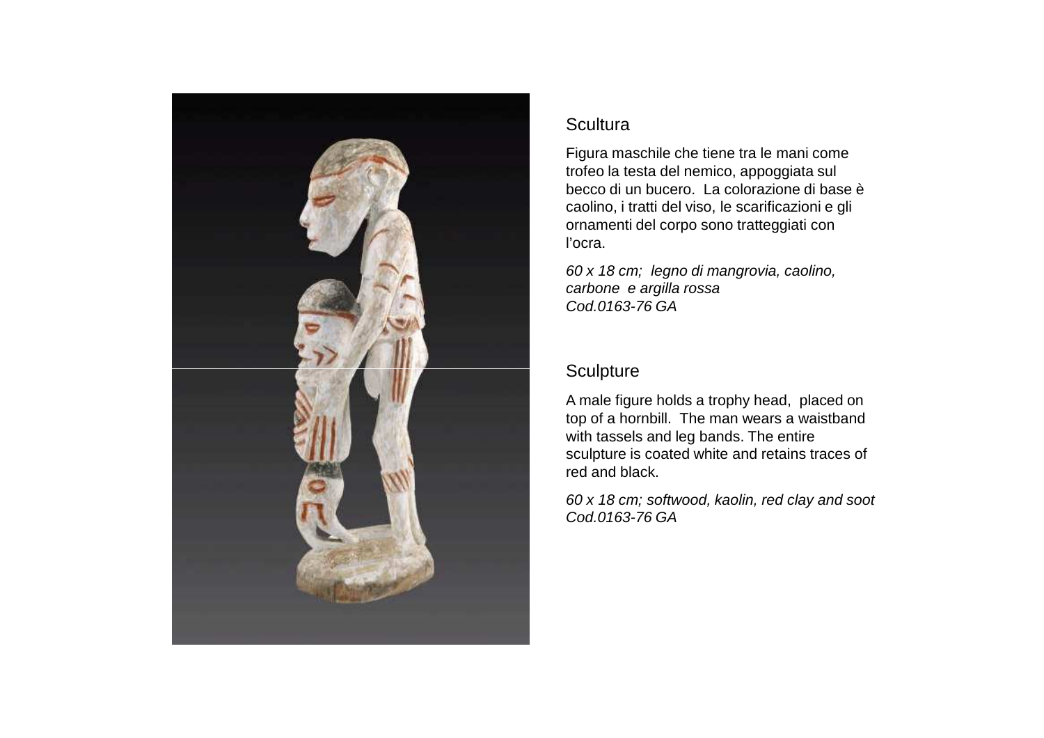## Scultura

Figura maschile che tiene tra le mani come trofeo la testa del nemico, appoggiata sul becco di un bucero. La colorazione di base è caolino, i tratti del viso, le scarificazioni e gli ornamenti del corpo sono tratteggiati con l'ocra.

*60 x 18 cm; legno di mangrovia, caolino, carbone e argilla rossa*
*Cod.0163-76 GA*

## Sculpture

A male figure holds a trophy head, placed on top of a hornbill. The man wears a waistband with tassels and leg bands. The entire sculpture is coated white and retains traces of red and black.

*60 x 18 cm; softwood, kaolin, red clay and soot*
*Cod.0163-76 GA*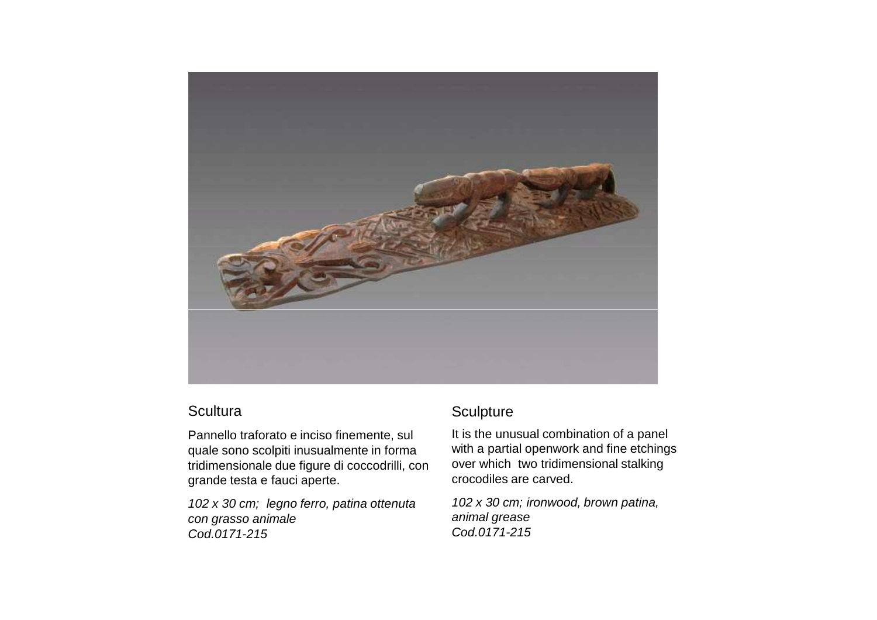## Scultura

Pannello traforato e inciso finemente, sul quale sono scolpiti inusualmente in forma tridimensionale due figure di coccodrilli, con grande testa e fauci aperte.

*102 x 30 cm; legno ferro, patina ottenuta con grasso animale*
*Cod.0171-215*

## Sculpture

It is the unusual combination of a panel with a partial openwork and fine etchings over which two tridimensional stalking crocodiles are carved.

*102 x 30 cm; ironwood, brown patina, animal grease*
*Cod.0171-215*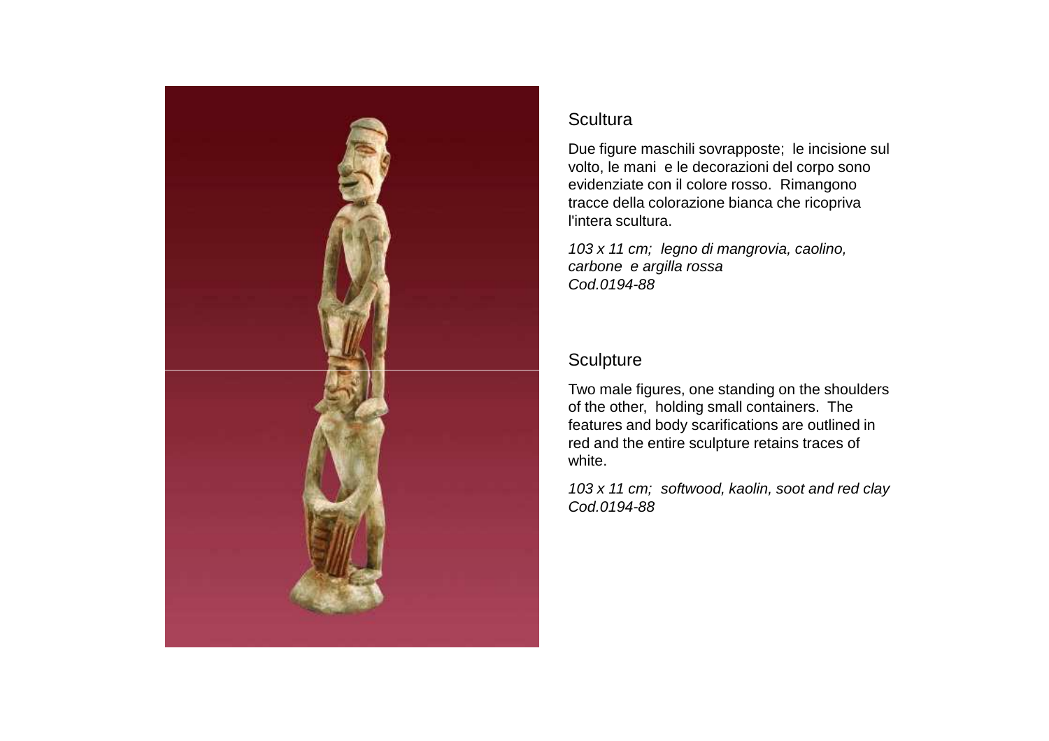## Scultura

Due figure maschili sovrapposte; le incisione sul volto, le mani e le decorazioni del corpo sono evidenziate con il colore rosso. Rimangono tracce della colorazione bianca che ricopriva l'intera scultura.

*103 x 11 cm; legno di mangrovia, caolino, carbone e argilla rossa*
*Cod.0194-88*

## Sculpture

Two male figures, one standing on the shoulders of the other, holding small containers. The features and body scarifications are outlined in red and the entire sculpture retains traces of white.

*103 x 11 cm; softwood, kaolin, soot and red clay*
*Cod.0194-88*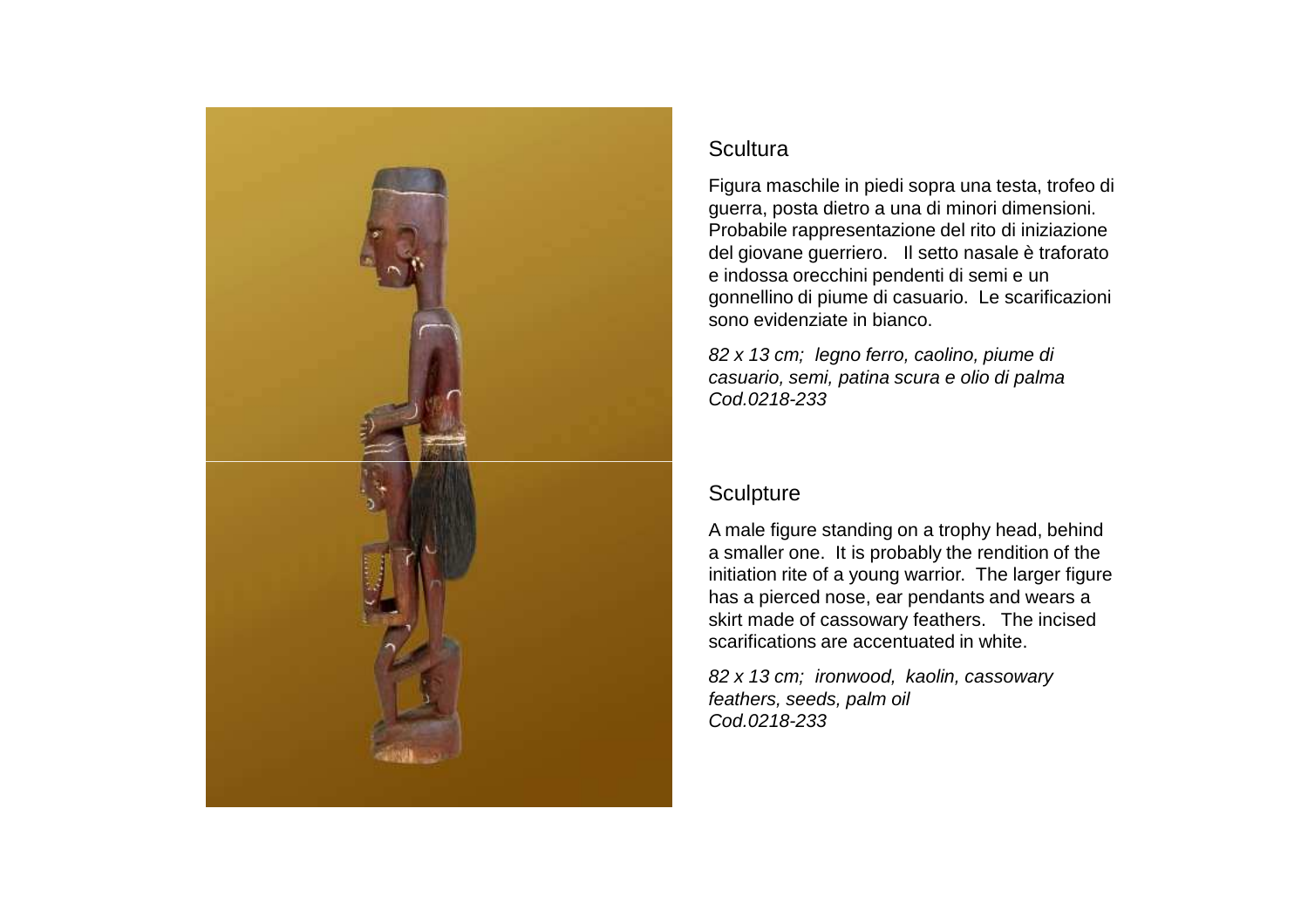## Scultura

Figura maschile in piedi sopra una testa, trofeo di guerra, posta dietro a una di minori dimensioni. Probabile rappresentazione del rito di iniziazione del giovane guerriero. Il setto nasale è traforato e indossa orecchini pendenti di semi e un gonnellino di piume di casuario. Le scarificazioni sono evidenziate in bianco.

*82 x 13 cm; legno ferro, caolino, piume di casuario, semi, patina scura e olio di palma*
*Cod.0218-233*

## Sculpture

A male figure standing on a trophy head, behind a smaller one. It is probably the rendition of the initiation rite of a young warrior. The larger figure has a pierced nose, ear pendants and wears a skirt made of cassowary feathers. The incised scarifications are accentuated in white.

*82 x 13 cm; ironwood, kaolin, cassowary feathers, seeds, palm oil*
*Cod.0218-233*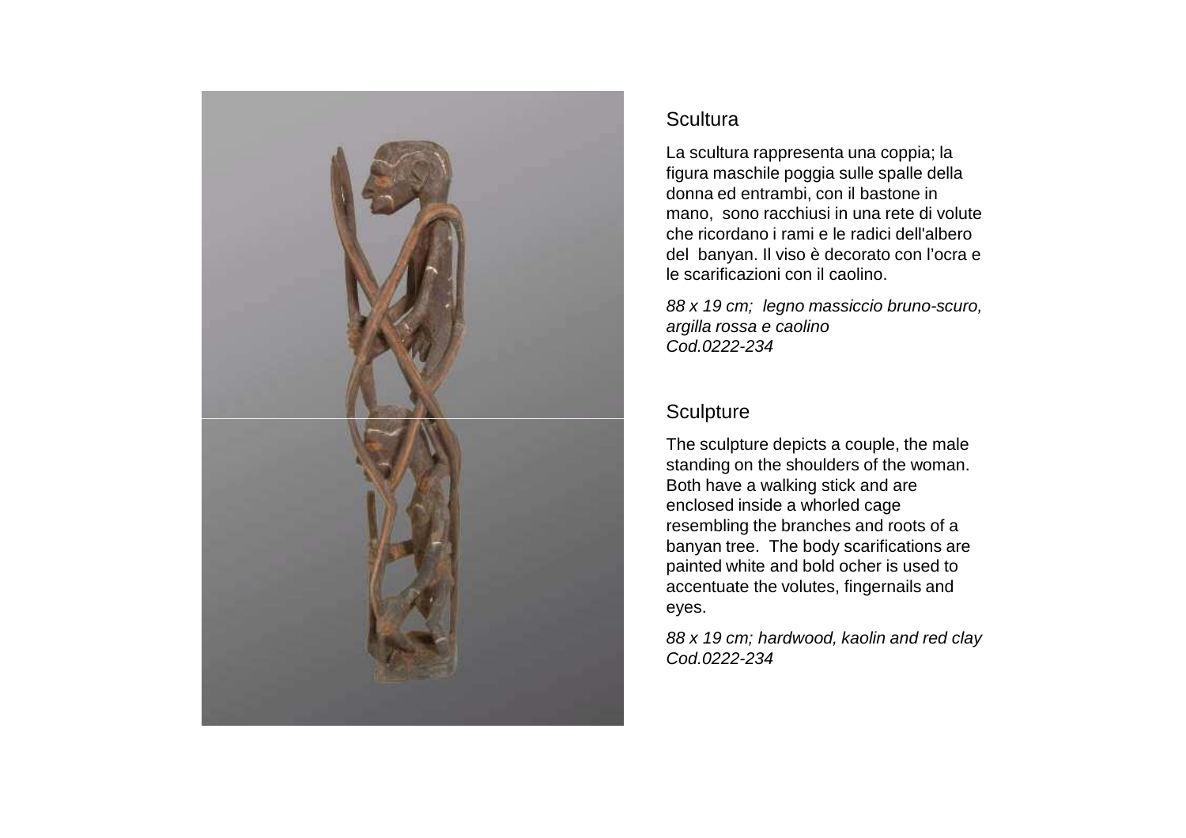## Scultura

La scultura rappresenta una coppia; la figura maschile poggia sulle spalle della donna ed entrambi, con il bastone in mano, sono racchiusi in una rete di volute che ricordano i rami e le radici dell'albero del banyan. Il viso è decorato con l'ocra e le scarificazioni con il caolino.

*88 x 19 cm; legno massiccio bruno-scuro, argilla rossa e caolino*
*Cod.0222-234*

## Sculpture

The sculpture depicts a couple, the male standing on the shoulders of the woman. Both have a walking stick and are enclosed inside a whorled cage resembling the branches and roots of a banyan tree. The body scarifications are painted white and bold ocher is used to accentuate the volutes, fingernails and eyes.

*88 x 19 cm; hardwood, kaolin and red clay*
*Cod.0222-234*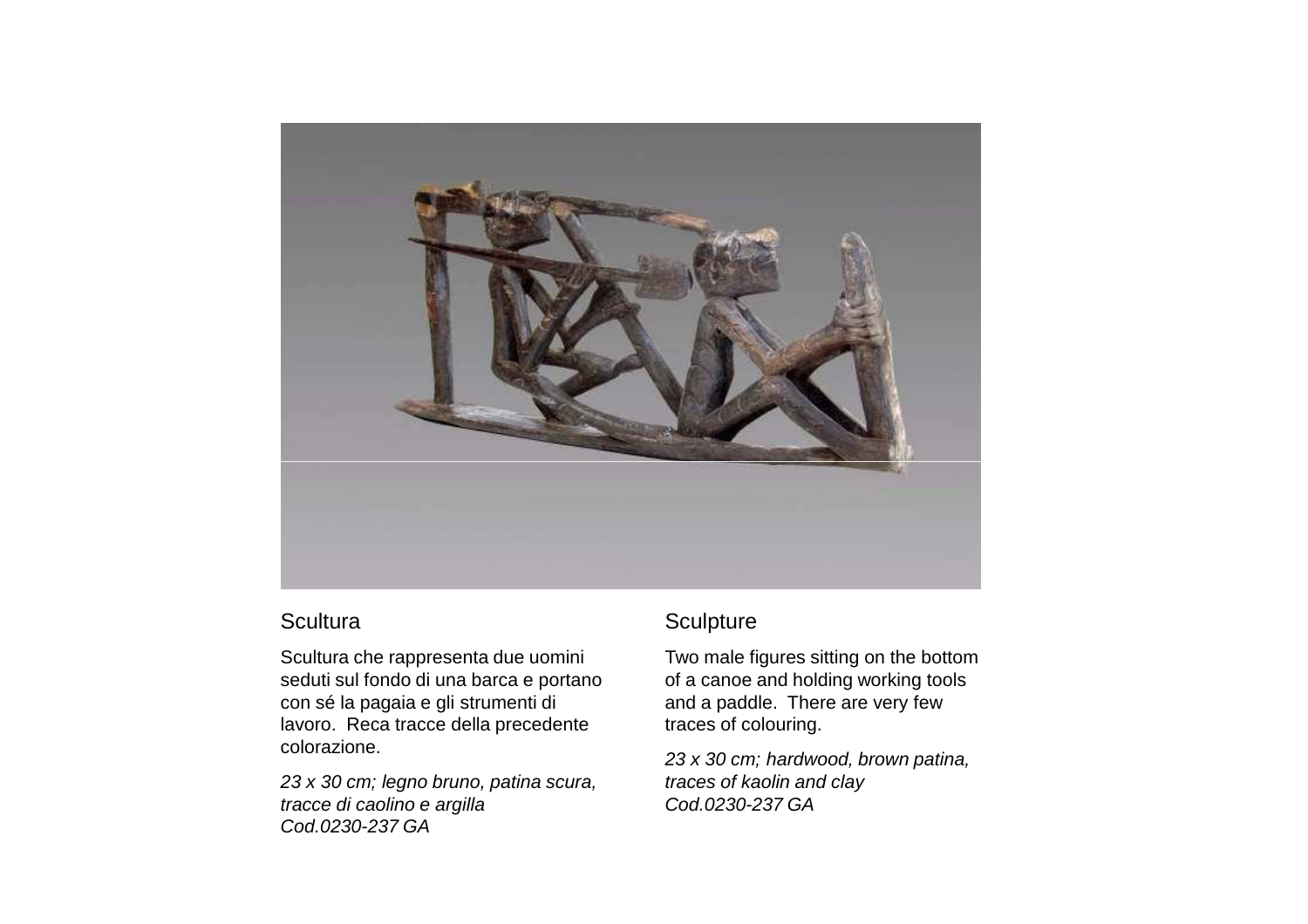## Scultura

Scultura che rappresenta due uomini seduti sul fondo di una barca e portano con sé la pagaia e gli strumenti di lavoro. Reca tracce della precedente colorazione.

*23 x 30 cm; legno bruno, patina scura, tracce di caolino e argilla*
*Cod.0230-237 GA*

## Sculpture

Two male figures sitting on the bottom of a canoe and holding working tools and a paddle. There are very few traces of colouring.

*23 x 30 cm; hardwood, brown patina, traces of kaolin and clay*
*Cod.0230-237 GA*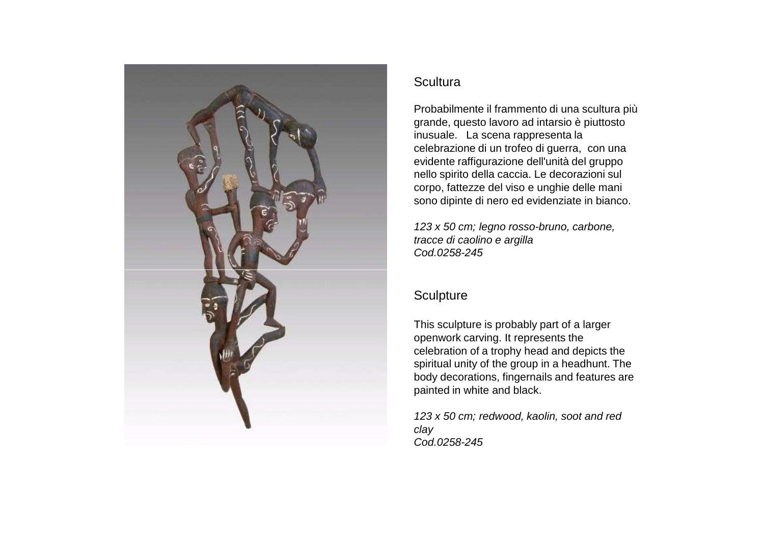## Scultura

Probabilmente il frammento di una scultura più grande, questo lavoro ad intarsio è piuttosto inusuale. La scena rappresenta la celebrazione di un trofeo di guerra, con una evidente raffigurazione dell'unità del gruppo nello spirito della caccia. Le decorazioni sul corpo, fattezze del viso e unghie delle mani sono dipinte di nero ed evidenziate in bianco.

*123 x 50 cm; legno rosso-bruno, carbone, tracce di caolino e argilla*
*Cod.0258-245*

## Sculpture

This sculpture is probably part of a larger openwork carving. It represents the celebration of a trophy head and depicts the spiritual unity of the group in a headhunt. The body decorations, fingernails and features are painted in white and black.

*123 x 50 cm; redwood, kaolin, soot and red clay*
*Cod.0258-245*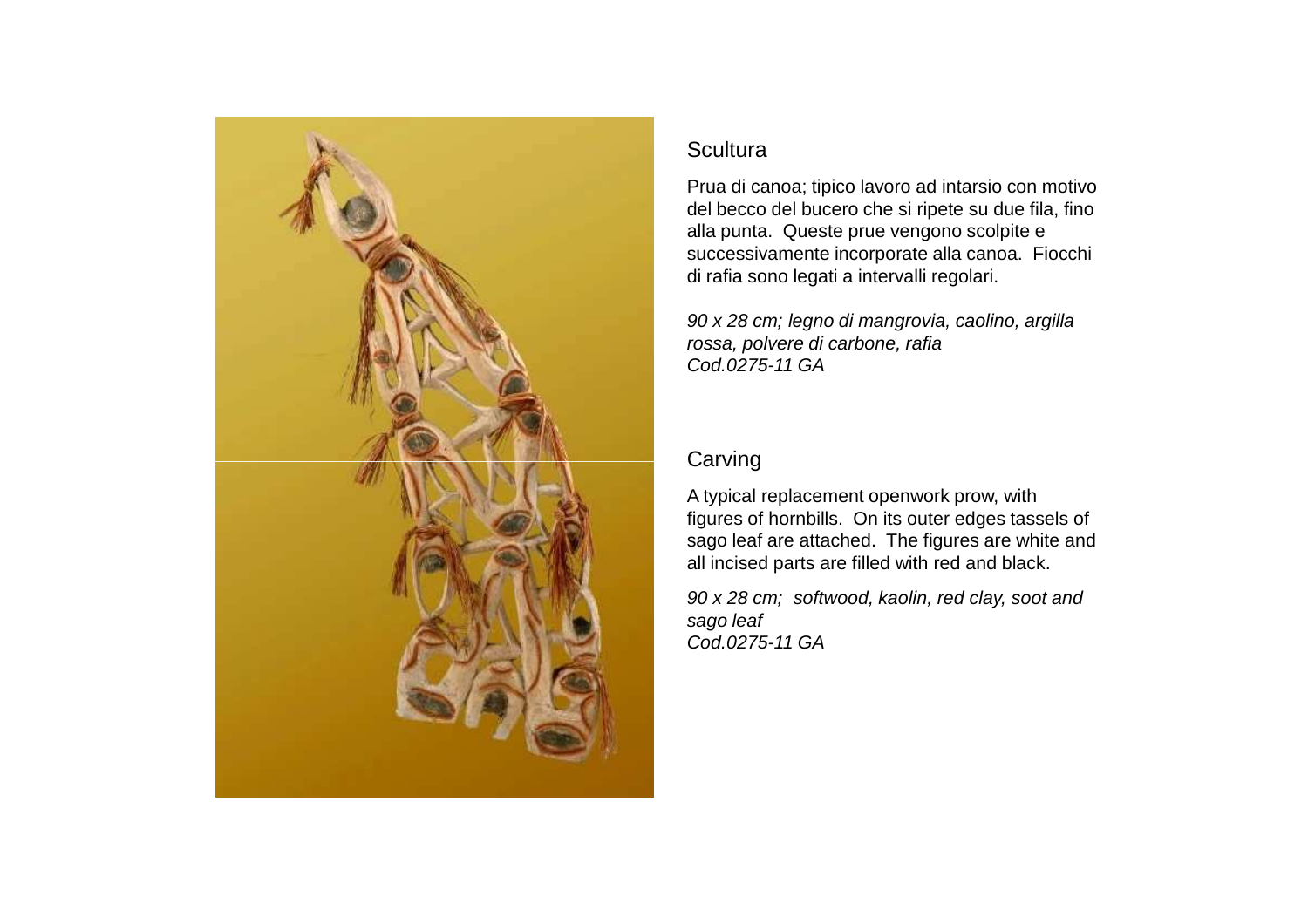## Scultura

Prua di canoa; tipico lavoro ad intarsio con motivo del becco del bucero che si ripete su due fila, fino alla punta. Queste prue vengono scolpite e successivamente incorporate alla canoa. Fiocchi di rafia sono legati a intervalli regolari.

*90 x 28 cm; legno di mangrovia, caolino, argilla rossa, polvere di carbone, rafia*
*Cod.0275-11 GA*

## Carving

A typical replacement openwork prow, with figures of hornbills. On its outer edges tassels of sago leaf are attached. The figures are white and all incised parts are filled with red and black.

*90 x 28 cm; softwood, kaolin, red clay, soot and sago leaf*
*Cod.0275-11 GA*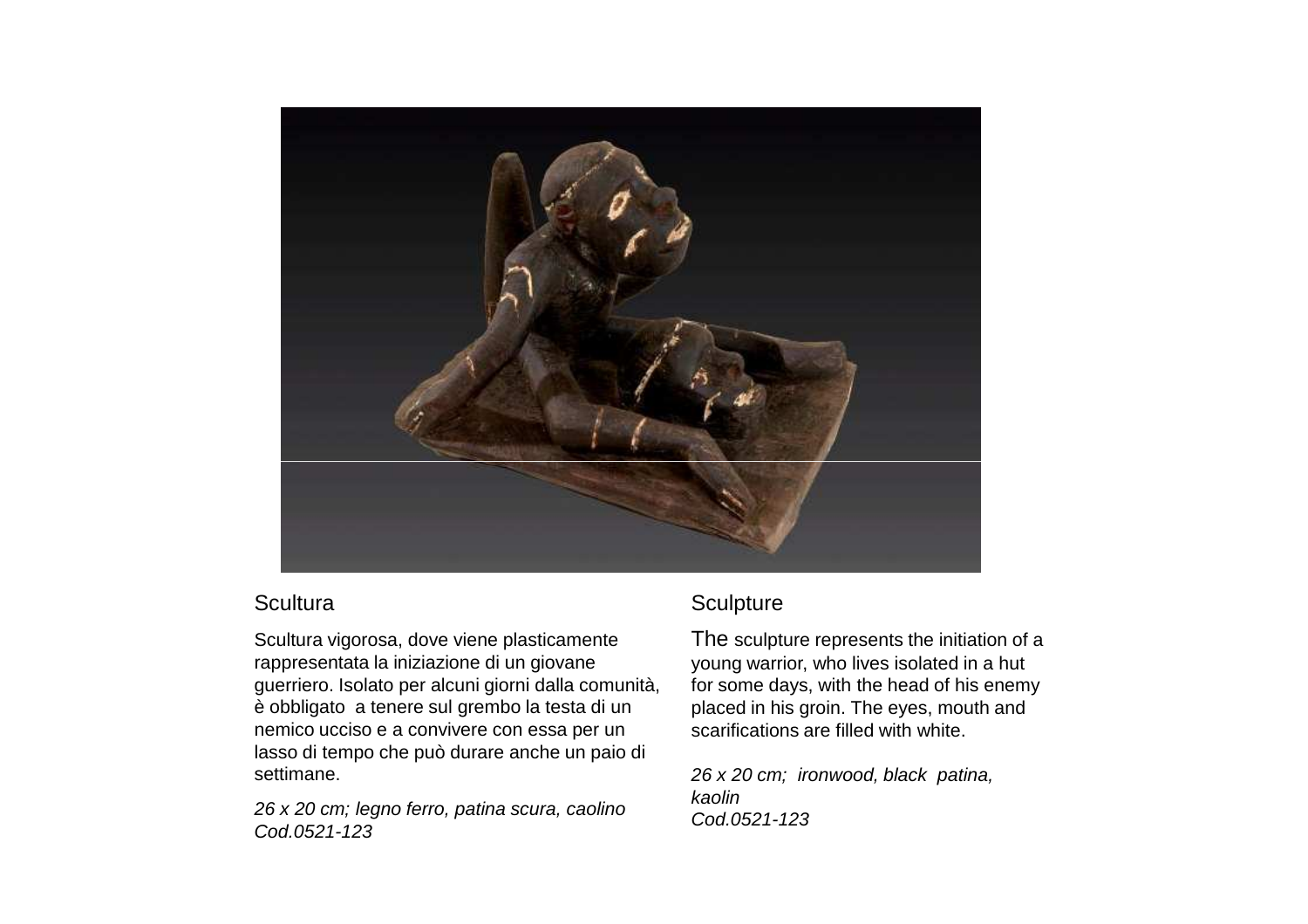## Scultura

Scultura vigorosa, dove viene plasticamente rappresentata la iniziazione di un giovane guerriero. Isolato per alcuni giorni dalla comunità, è obbligato a tenere sul grembo la testa di un nemico ucciso e a convivere con essa per un lasso di tempo che può durare anche un paio di settimane.

*26 x 20 cm; legno ferro, patina scura, caolino*
*Cod.0521-123*

## Sculpture

The sculpture represents the initiation of a young warrior, who lives isolated in a hut for some days, with the head of his enemy placed in his groin. The eyes, mouth and scarifications are filled with white.

*26 x 20 cm; ironwood, black patina, kaolin*
*Cod.0521-123*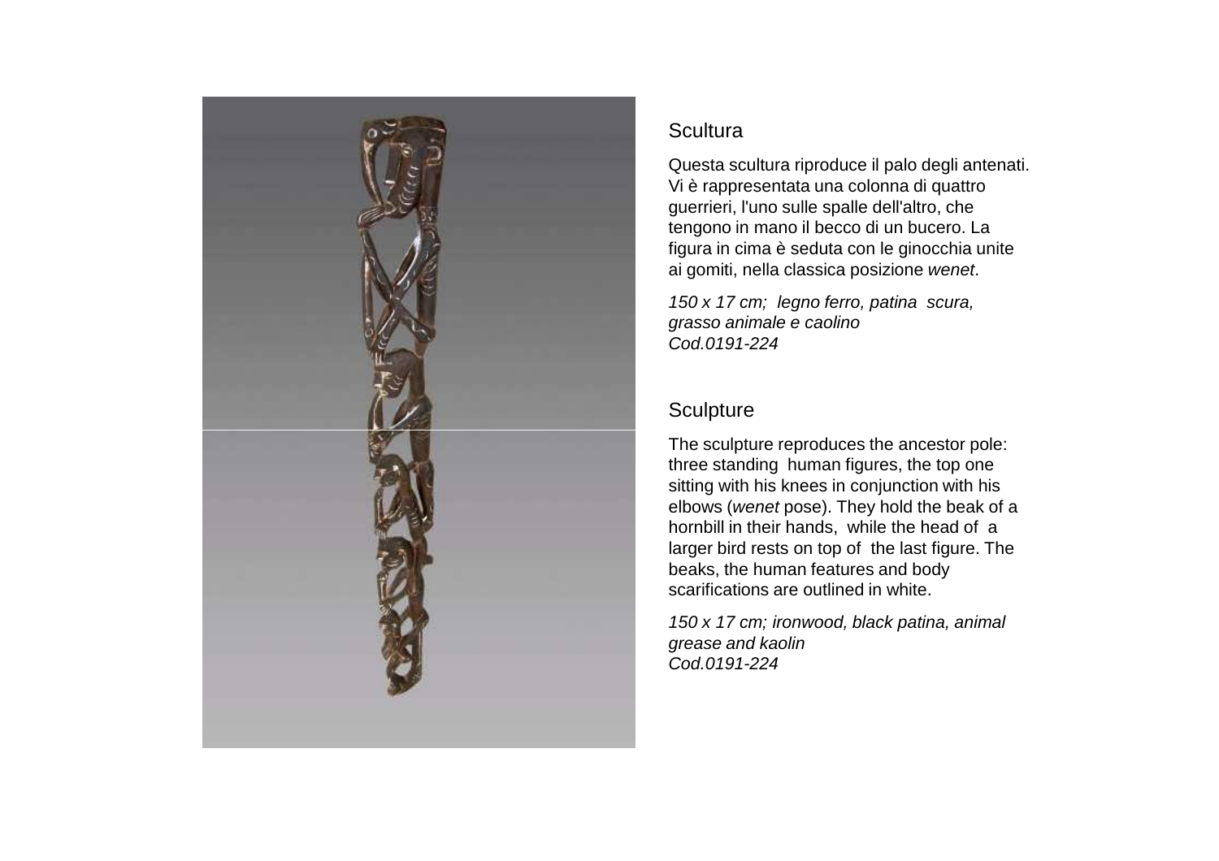## Scultura

Questa scultura riproduce il palo degli antenati. Vi è rappresentata una colonna di quattro guerrieri, l'uno sulle spalle dell'altro, che tengono in mano il becco di un bucero. La figura in cima è seduta con le ginocchia unite ai gomiti, nella classica posizione *wenet*.

*150 x 17 cm; legno ferro, patina scura, grasso animale e caolino*
*Cod.0191-224*

## Sculpture

The sculpture reproduces the ancestor pole: three standing human figures, the top one sitting with his knees in conjunction with his elbows (*wenet* pose). They hold the beak of a hornbill in their hands, while the head of a larger bird rests on top of the last figure. The beaks, the human features and body scarifications are outlined in white.

*150 x 17 cm; ironwood, black patina, animal grease and kaolin*
*Cod.0191-224*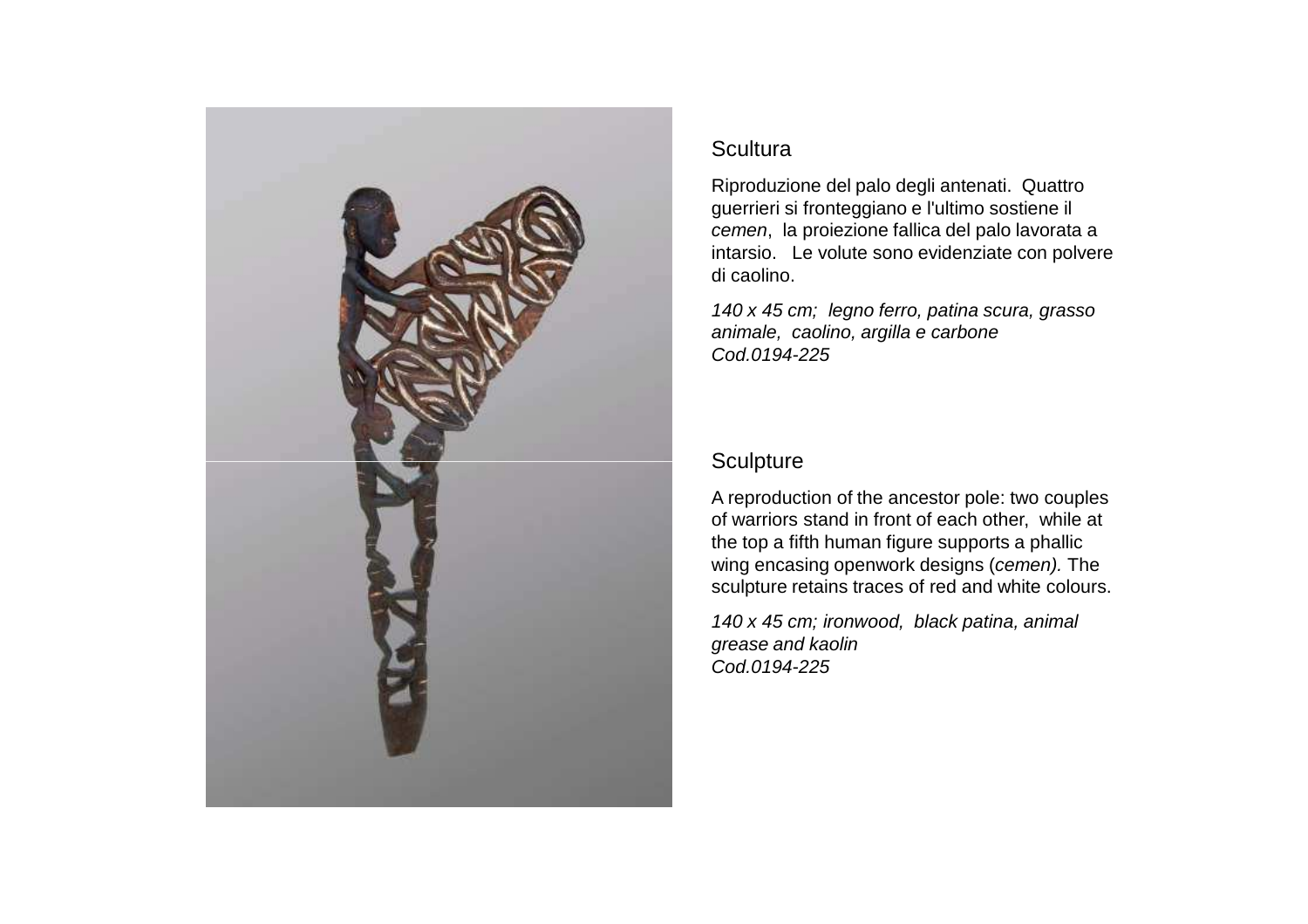## Scultura

Riproduzione del palo degli antenati.  Quattro guerrieri si fronteggiano e l'ultimo sostiene il *cemen*,  la proiezione fallica del palo lavorata a intarsio.   Le volute sono evidenziate con polvere di caolino.

*140 x 45 cm;  legno ferro, patina scura, grasso animale,  caolino, argilla e carbone*
*Cod.0194-225*

## Sculpture

A reproduction of the ancestor pole: two couples of warriors stand in front of each other,  while at the top a fifth human figure supports a phallic wing encasing openwork designs (*cemen).* The sculpture retains traces of red and white colours.

*140 x 45 cm; ironwood,  black patina, animal grease and kaolin*
*Cod.0194-225*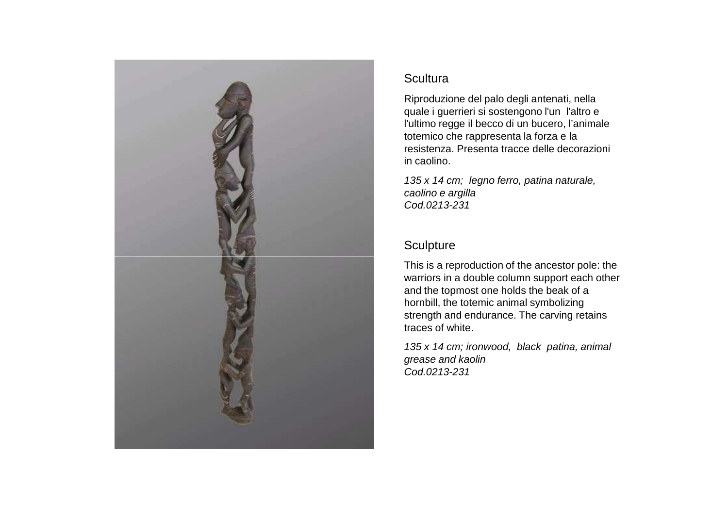## Scultura

Riproduzione del palo degli antenati, nella quale i guerrieri si sostengono l'un l'altro e l'ultimo regge il becco di un bucero, l'animale totemico che rappresenta la forza e la resistenza. Presenta tracce delle decorazioni in caolino.

*135 x 14 cm; legno ferro, patina naturale, caolino e argilla*
*Cod.0213-231*

## Sculpture

This is a reproduction of the ancestor pole: the warriors in a double column support each other and the topmost one holds the beak of a hornbill, the totemic animal symbolizing strength and endurance. The carving retains traces of white.

*135 x 14 cm; ironwood, black patina, animal grease and kaolin*
*Cod.0213-231*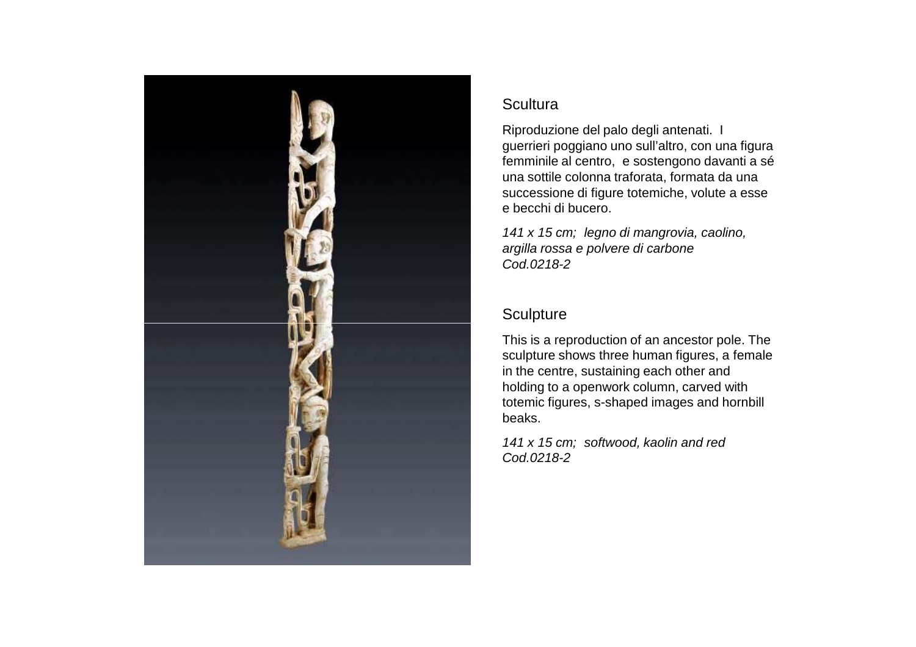## Scultura

Riproduzione del palo degli antenati. I guerrieri poggiano uno sull'altro, con una figura femminile al centro, e sostengono davanti a sé una sottile colonna traforata, formata da una successione di figure totemiche, volute a esse e becchi di bucero.

*141 x 15 cm; legno di mangrovia, caolino, argilla rossa e polvere di carbone*
*Cod.0218-2*

## Sculpture

This is a reproduction of an ancestor pole. The sculpture shows three human figures, a female in the centre, sustaining each other and holding to a openwork column, carved with totemic figures, s-shaped images and hornbill beaks.

*141 x 15 cm; softwood, kaolin and red*
*Cod.0218-2*